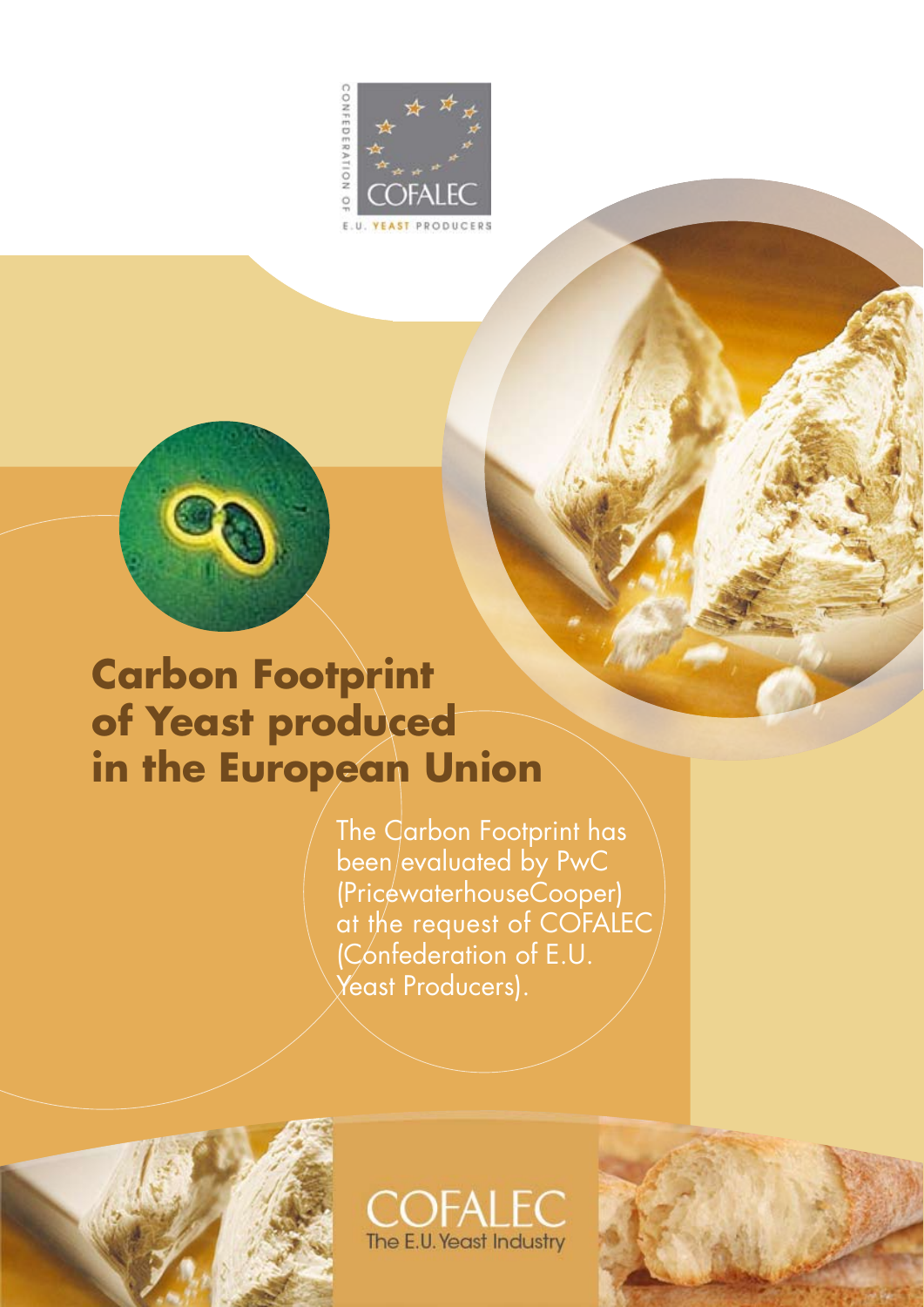CONFEDERATION OF

COFALEC

E.U. YEAST PRODUCERS

# Carbon Footprint of Yeast produced in the European Union

The Carbon Footprint has been evaluated by PwC (PricewaterhouseCooper) at the request of COFALEC (Confederation of E.U. Yeast Producers).

COFALEC

The E.U. Yeast Industry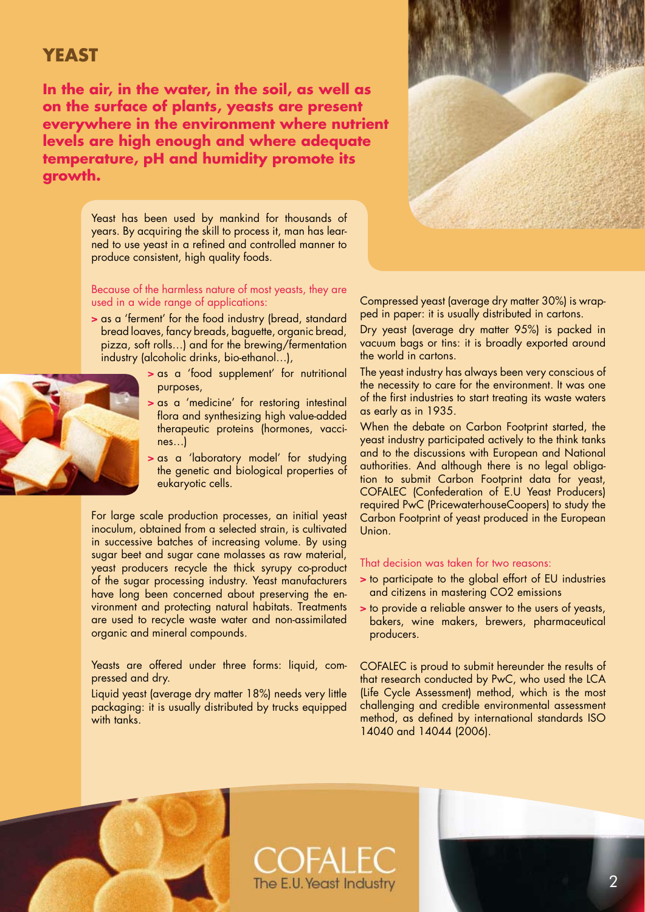# YEAST

**In the air, in the water, in the soil, as well as on the surface of plants, yeasts are present everywhere in the environment where nutrient levels are high enough and where adequate temperature, pH and humidity promote its growth.**

Yeast has been used by mankind for thousands of years. By acquiring the skill to process it, man has learned to use yeast in a refined and controlled manner to produce consistent, high quality foods.

Because of the harmless nature of most yeasts, they are used in a wide range of applications:

- as a 'ferment' for the food industry (bread, standard bread loaves, fancy breads, baguette, organic bread, pizza, soft rolls…) and for the brewing/fermentation industry (alcoholic drinks, bio-ethanol…),
- as a 'food supplement' for nutritional purposes,
- as a 'medicine' for restoring intestinal flora and synthesizing high value-added therapeutic proteins (hormones, vaccines…)
- as a 'laboratory model' for studying the genetic and biological properties of eukaryotic cells.

For large scale production processes, an initial yeast inoculum, obtained from a selected strain, is cultivated in successive batches of increasing volume. By using sugar beet and sugar cane molasses as raw material, yeast producers recycle the thick syrupy co-product of the sugar processing industry. Yeast manufacturers have long been concerned about preserving the environment and protecting natural habitats. Treatments are used to recycle waste water and non-assimilated organic and mineral compounds.

Yeasts are offered under three forms: liquid, compressed and dry.

Liquid yeast (average dry matter 18%) needs very little packaging: it is usually distributed by trucks equipped with tanks.

Compressed yeast (average dry matter 30%) is wrapped in paper: it is usually distributed in cartons.

Dry yeast (average dry matter 95%) is packed in vacuum bags or tins: it is broadly exported around the world in cartons.

The yeast industry has always been very conscious of the necessity to care for the environment. It was one of the first industries to start treating its waste waters as early as in 1935.

When the debate on Carbon Footprint started, the yeast industry participated actively to the think tanks and to the discussions with European and National authorities. And although there is no legal obligation to submit Carbon Footprint data for yeast, COFALEC (Confederation of E.U Yeast Producers) required PwC (PricewaterhouseCoopers) to study the Carbon Footprint of yeast produced in the European Union.

That decision was taken for two reasons:

- to participate to the global effort of EU industries and citizens in mastering $CO_2$ emissions
- to provide a reliable answer to the users of yeasts, bakers, wine makers, brewers, pharmaceutical producers.

COFALEC is proud to submit hereunder the results of that research conducted by PwC, who used the LCA (Life Cycle Assessment) method, which is the most challenging and credible environmental assessment method, as defined by international standards ISO 14040 and 14044 (2006).

COFALEC
The E.U. Yeast Industry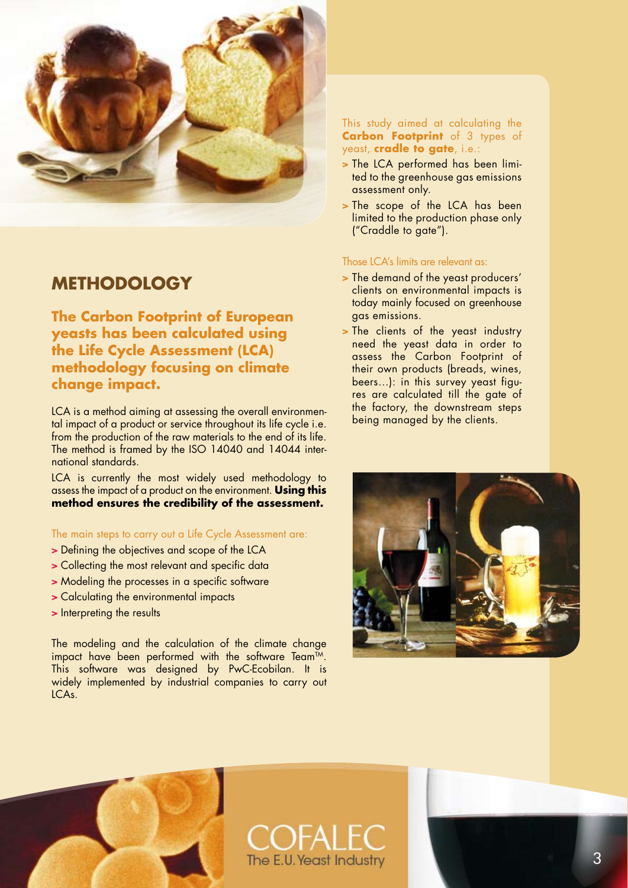## METHODOLOGY

### The Carbon Footprint of European yeasts has been calculated using the Life Cycle Assessment (LCA) methodology focusing on climate change impact.

LCA is a method aiming at assessing the overall environmental impact of a product or service throughout its life cycle i.e. from the production of the raw materials to the end of its life. The method is framed by the ISO 14040 and 14044 international standards.

LCA is currently the most widely used methodology to assess the impact of a product on the environment. **Using this method ensures the credibility of the assessment.**

The main steps to carry out a Life Cycle Assessment are:

- Defining the objectives and scope of the LCA
- Collecting the most relevant and specific data
- Modeling the processes in a specific software
- Calculating the environmental impacts
- Interpreting the results

The modeling and the calculation of the climate change impact have been performed with the software Team™. This software was designed by PwC-Ecobilan. It is widely implemented by industrial companies to carry out LCAs.

This study aimed at calculating the **Carbon Footprint** of 3 types of yeast, **cradle to gate**, i.e.:

- The LCA performed has been limited to the greenhouse gas emissions assessment only.
- The scope of the LCA has been limited to the production phase only ("Craddle to gate").

Those LCA's limits are relevant as:

- The demand of the yeast producers' clients on environmental impacts is today mainly focused on greenhouse gas emissions.
- The clients of the yeast industry need the yeast data in order to assess the Carbon Footprint of their own products (breads, wines, beers...): in this survey yeast figures are calculated till the gate of the factory, the downstream steps being managed by the clients.

COFALEC
The E.U. Yeast Industry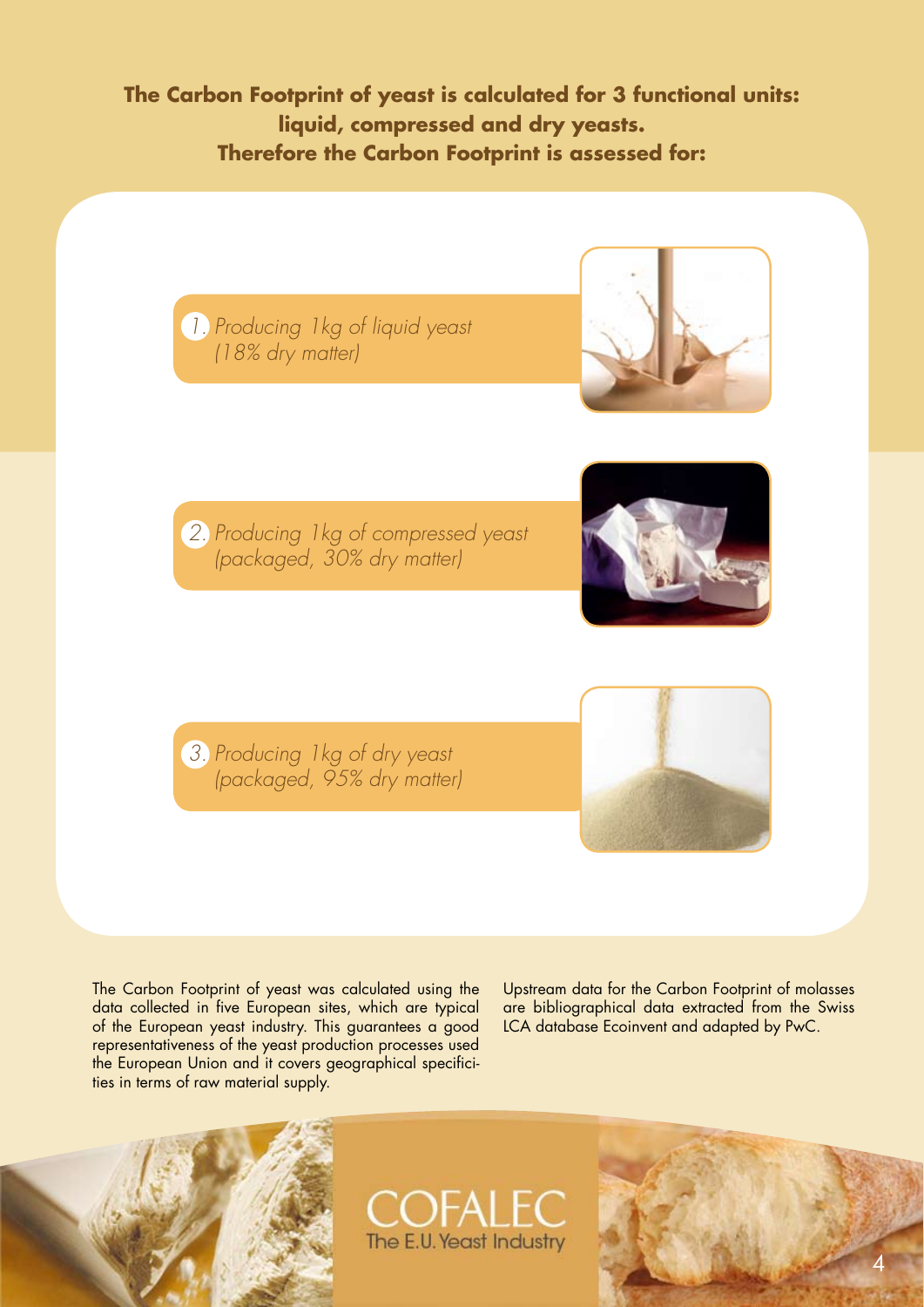**The Carbon Footprint of yeast is calculated for 3 functional units: liquid, compressed and dry yeasts. Therefore the Carbon Footprint is assessed for:**

1. *Producing 1kg of liquid yeast (18% dry matter)*
2. *Producing 1kg of compressed yeast (packaged, 30% dry matter)*
3. *Producing 1kg of dry yeast (packaged, 95% dry matter)*

The Carbon Footprint of yeast was calculated using the data collected in five European sites, which are typical of the European yeast industry. This guarantees a good representativeness of the yeast production processes used the European Union and it covers geographical specificities in terms of raw material supply.

Upstream data for the Carbon Footprint of molasses are bibliographical data extracted from the Swiss LCA database Ecoinvent and adapted by PwC.

COFALEC
The E.U. Yeast Industry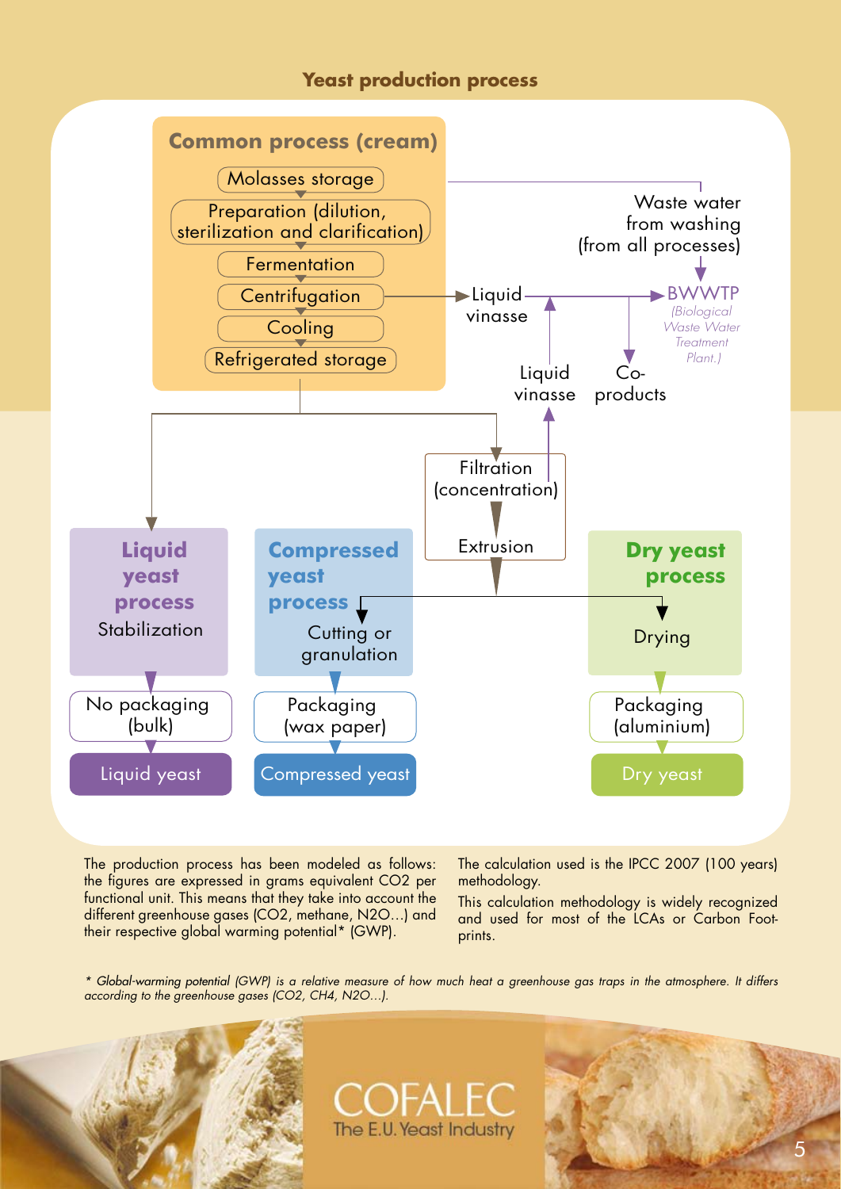## Yeast production process

**Common process (cream)**

- Molasses storage
- Preparation (dilution, sterilization and clarification)
- Fermentation
- Centrifugation
- Cooling
- Refrigerated storage

Centrifugation → Liquid vinasse → BWWTP (Biological Waste Water Treatment Plant.)

Waste water from washing (from all processes) → BWWTP

Liquid vinasse → Co-products

Filtration (concentration) → Liquid vinasse

Filtration (concentration) → Extrusion

**Liquid yeast process**
Stabilization → No packaging (bulk) → Liquid yeast

**Compressed yeast process**
Cutting or granulation → Packaging (wax paper) → Compressed yeast

**Dry yeast process**
Drying → Packaging (aluminium) → Dry yeast

The production process has been modeled as follows: the figures are expressed in grams equivalent $CO_2$ per functional unit. This means that they take into account the different greenhouse gases ($CO_2$, methane, $N_2O$…) and their respective global warming potential* (GWP).

The calculation used is the IPCC 2007 (100 years) methodology.

This calculation methodology is widely recognized and used for most of the LCAs or Carbon Footprints.

*\* Global-warming potential (GWP) is a relative measure of how much heat a greenhouse gas traps in the atmosphere. It differs according to the greenhouse gases ($CO_2$, $CH_4$, $N_2O$…).*

COFALEC
The E.U. Yeast Industry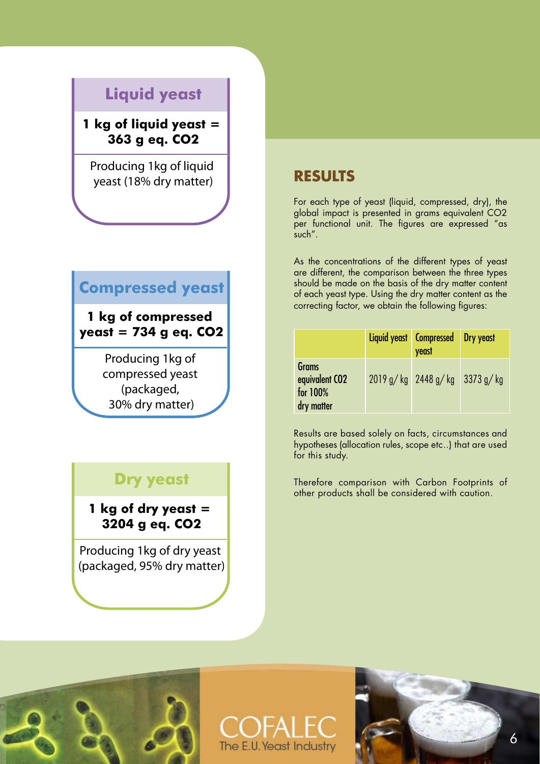## Liquid yeast

**1 kg of liquid yeast = 363 g eq. $CO_2$**

Producing 1kg of liquid yeast (18% dry matter)

## Compressed yeast

**1 kg of compressed yeast = 734 g eq. $CO_2$**

Producing 1kg of compressed yeast (packaged, 30% dry matter)

## Dry yeast

**1 kg of dry yeast = 3204 g eq. $CO_2$**

Producing 1kg of dry yeast (packaged, 95% dry matter)

## RESULTS

For each type of yeast (liquid, compressed, dry), the global impact is presented in grams equivalent $CO_2$ per functional unit. The figures are expressed "as such".

As the concentrations of the different types of yeast are different, the comparison between the three types should be made on the basis of the dry matter content of each yeast type. Using the dry matter content as the correcting factor, we obtain the following figures:

| | Liquid yeast | Compressed yeast | Dry yeast |
|---|---|---|---|
| Grams equivalent $CO_2$ for 100% dry matter | 2019 g/ kg | 2448 g/ kg | 3373 g/ kg |

Results are based solely on facts, circumstances and hypotheses (allocation rules, scope etc..) that are used for this study.

Therefore comparison with Carbon Footprints of other products shall be considered with caution.

COFALEC
The E.U. Yeast Industry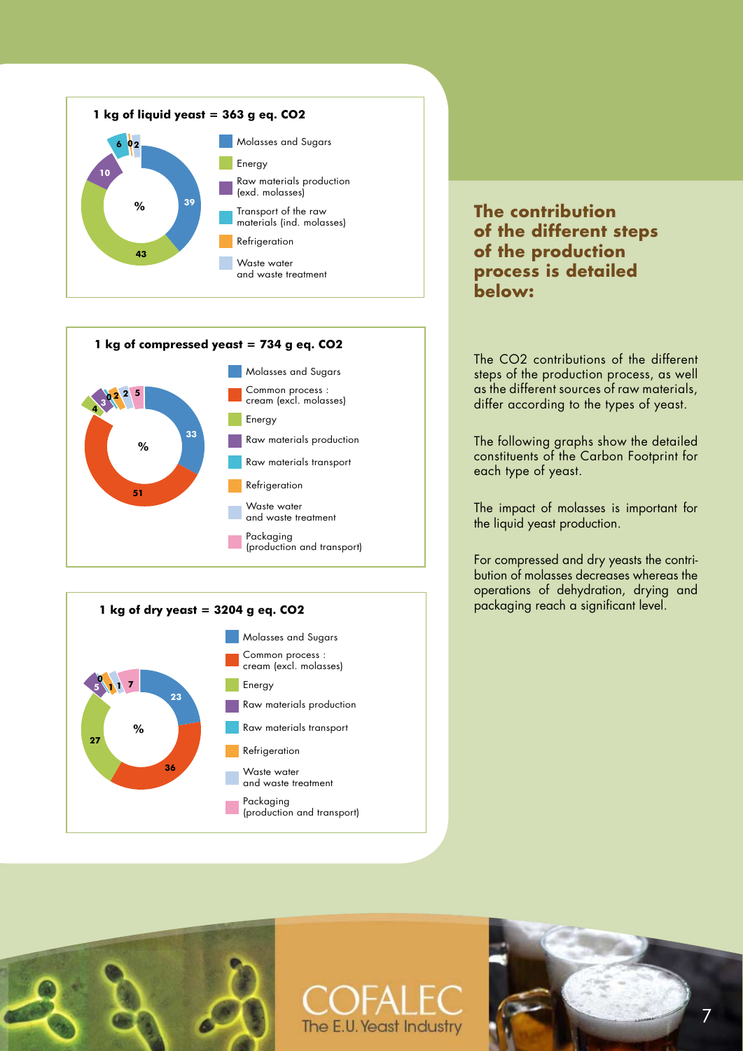**1 kg of liquid yeast = 363 g eq. CO2**

| Component | % |
|---|---|
| Molasses and Sugars | 39 |
| Energy | 43 |
| Raw materials production (excl. molasses) | 10 |
| Transport of the raw materials (incl. molasses) | 6 |
| Refrigeration | 0 |
| Waste water and waste treatment | 2 |

**1 kg of compressed yeast = 734 g eq. CO2**

| Component | % |
|---|---|
| Molasses and Sugars | 33 |
| Common process : cream (excl. molasses) | 51 |
| Energy | 4 |
| Raw materials production | 3 |
| Raw materials transport | 0 |
| Refrigeration | 2 |
| Waste water and waste treatment | 2 |
| Packaging (production and transport) | 5 |

**1 kg of dry yeast = 3204 g eq. CO2**

| Component | % |
|---|---|
| Molasses and Sugars | 23 |
| Common process : cream (excl. molasses) | 36 |
| Energy | 27 |
| Raw materials production | 5 |
| Raw materials transport | 0 |
| Refrigeration | 1 |
| Waste water and waste treatment | 1 |
| Packaging (production and transport) | 7 |

## The contribution of the different steps of the production process is detailed below:

The CO2 contributions of the different steps of the production process, as well as the different sources of raw materials, differ according to the types of yeast.

The following graphs show the detailed constituents of the Carbon Footprint for each type of yeast.

The impact of molasses is important for the liquid yeast production.

For compressed and dry yeasts the contribution of molasses decreases whereas the operations of dehydration, drying and packaging reach a significant level.

COFALEC
The E.U. Yeast Industry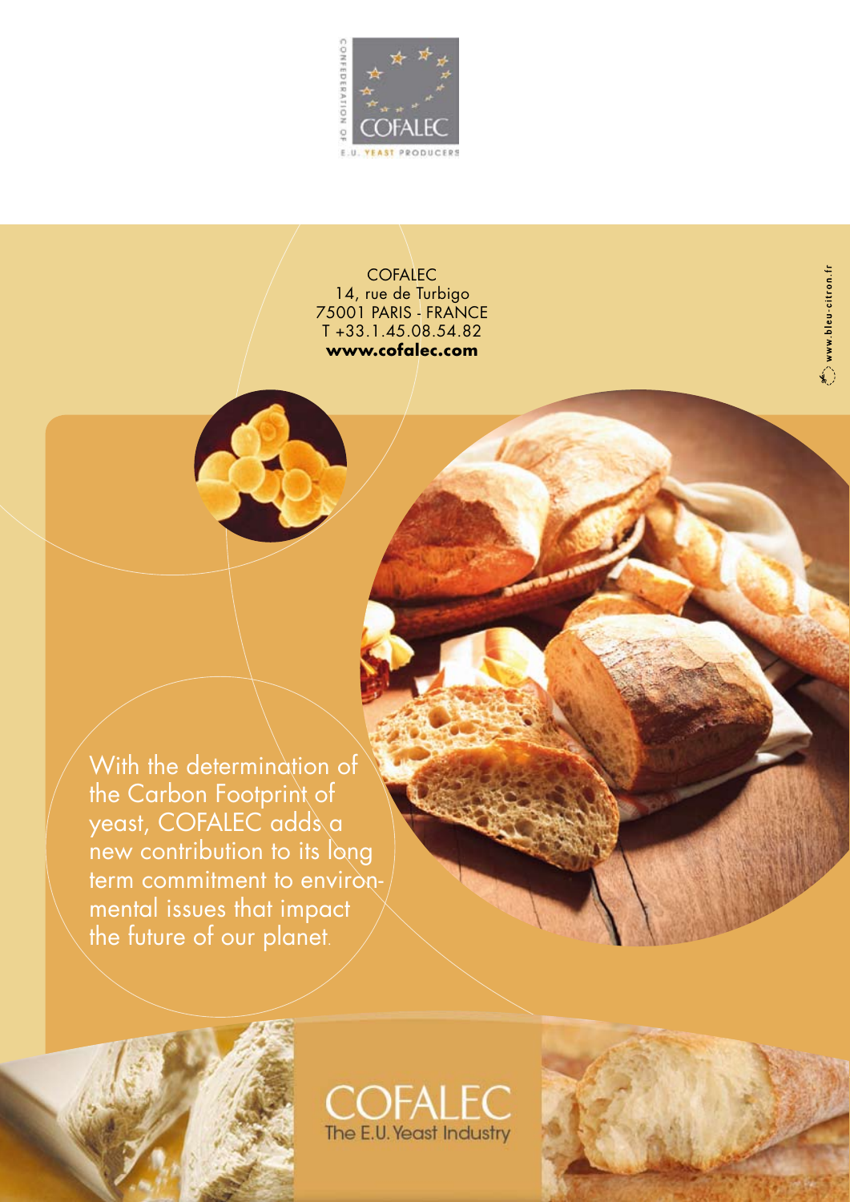CONFEDERATION OF E.U. YEAST PRODUCERS

COFALEC

COFALEC
14, rue de Turbigo
75001 PARIS - FRANCE
T +33.1.45.08.54.82
**www.cofalec.com**

www.bleu-citron.fr

With the determination of the Carbon Footprint of yeast, COFALEC adds a new contribution to its long term commitment to environmental issues that impact the future of our planet.

COFALEC
The E.U. Yeast Industry